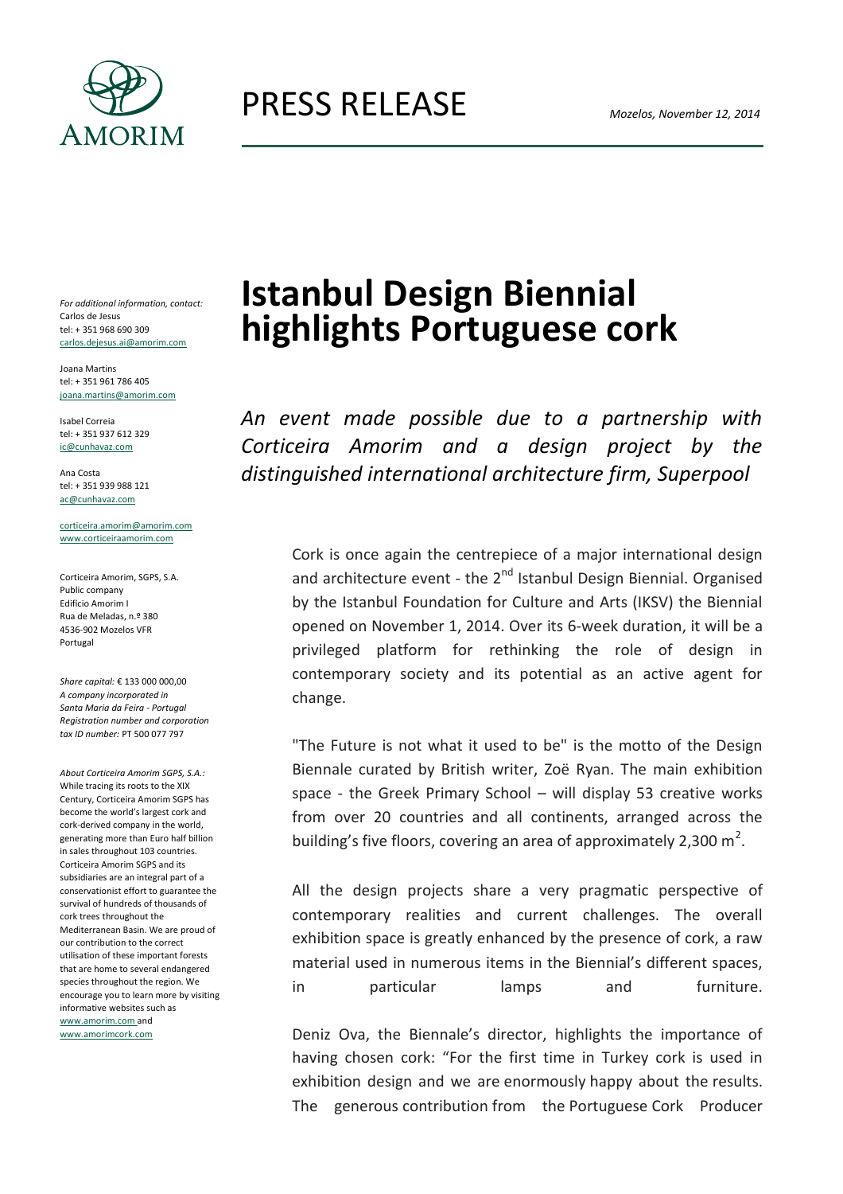# PRESS RELEASE

*Mozelos, November 12, 2014*

*For additional information, contact:*
Carlos de Jesus
tel: + 351 968 690 309
carlos.dejesus.ai@amorim.com

Joana Martins
tel: + 351 961 786 405
joana.martins@amorim.com

Isabel Correia
tel: + 351 937 612 329
ic@cunhavaz.com

Ana Costa
tel: + 351 939 988 121
ac@cunhavaz.com

corticeira.amorim@amorim.com
www.corticeiraamorim.com

Corticeira Amorim, SGPS, S.A.
Public company
Edifício Amorim I
Rua de Meladas, n.º 380
4536-902 Mozelos VFR
Portugal

*Share capital:* € 133 000 000,00
*A company incorporated in Santa Maria da Feira - Portugal*
*Registration number and corporation tax ID number:* PT 500 077 797

*About Corticeira Amorim SGPS, S.A.:*
While tracing its roots to the XIX Century, Corticeira Amorim SGPS has become the world's largest cork and cork-derived company in the world, generating more than Euro half billion in sales throughout 103 countries. Corticeira Amorim SGPS and its subsidiaries are an integral part of a conservationist effort to guarantee the survival of hundreds of thousands of cork trees throughout the Mediterranean Basin. We are proud of our contribution to the correct utilisation of these important forests that are home to several endangered species throughout the region. We encourage you to learn more by visiting informative websites such as www.amorim.com and www.amorimcork.com

# Istanbul Design Biennial highlights Portuguese cork

*An event made possible due to a partnership with Corticeira Amorim and a design project by the distinguished international architecture firm, Superpool*

Cork is once again the centrepiece of a major international design and architecture event - the 2nd Istanbul Design Biennial. Organised by the Istanbul Foundation for Culture and Arts (IKSV) the Biennial opened on November 1, 2014. Over its 6-week duration, it will be a privileged platform for rethinking the role of design in contemporary society and its potential as an active agent for change.

"The Future is not what it used to be" is the motto of the Design Biennale curated by British writer, Zoë Ryan. The main exhibition space - the Greek Primary School – will display 53 creative works from over 20 countries and all continents, arranged across the building's five floors, covering an area of approximately 2,300 m$^2$.

All the design projects share a very pragmatic perspective of contemporary realities and current challenges. The overall exhibition space is greatly enhanced by the presence of cork, a raw material used in numerous items in the Biennial's different spaces, in particular lamps and furniture.

Deniz Ova, the Biennale's director, highlights the importance of having chosen cork: "For the first time in Turkey cork is used in exhibition design and we are enormously happy about the results. The generous contribution from the Portuguese Cork Producer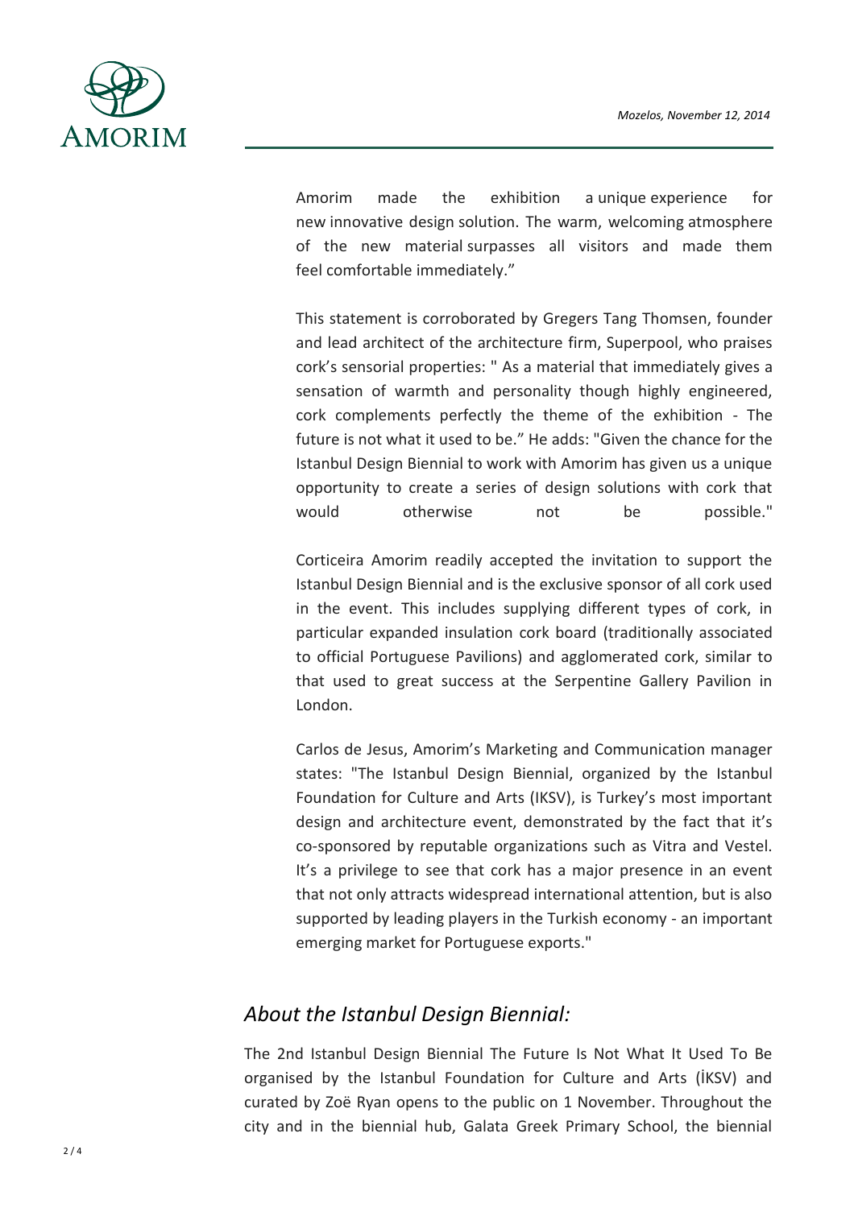Amorim made the exhibition a unique experience for new innovative design solution. The warm, welcoming atmosphere of the new material surpasses all visitors and made them feel comfortable immediately."

This statement is corroborated by Gregers Tang Thomsen, founder and lead architect of the architecture firm, Superpool, who praises cork's sensorial properties: " As a material that immediately gives a sensation of warmth and personality though highly engineered, cork complements perfectly the theme of the exhibition - The future is not what it used to be." He adds: "Given the chance for the Istanbul Design Biennial to work with Amorim has given us a unique opportunity to create a series of design solutions with cork that would otherwise not be possible."

Corticeira Amorim readily accepted the invitation to support the Istanbul Design Biennial and is the exclusive sponsor of all cork used in the event. This includes supplying different types of cork, in particular expanded insulation cork board (traditionally associated to official Portuguese Pavilions) and agglomerated cork, similar to that used to great success at the Serpentine Gallery Pavilion in London.

Carlos de Jesus, Amorim's Marketing and Communication manager states: "The Istanbul Design Biennial, organized by the Istanbul Foundation for Culture and Arts (IKSV), is Turkey's most important design and architecture event, demonstrated by the fact that it's co-sponsored by reputable organizations such as Vitra and Vestel. It's a privilege to see that cork has a major presence in an event that not only attracts widespread international attention, but is also supported by leading players in the Turkish economy - an important emerging market for Portuguese exports."

## *About the Istanbul Design Biennial:*

The 2nd Istanbul Design Biennial The Future Is Not What It Used To Be organised by the Istanbul Foundation for Culture and Arts (İKSV) and curated by Zoë Ryan opens to the public on 1 November. Throughout the city and in the biennial hub, Galata Greek Primary School, the biennial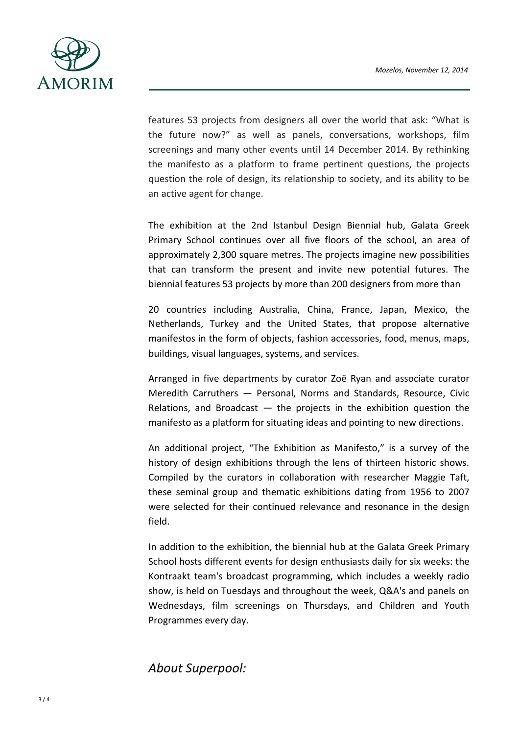features 53 projects from designers all over the world that ask: “What is the future now?” as well as panels, conversations, workshops, film screenings and many other events until 14 December 2014. By rethinking the manifesto as a platform to frame pertinent questions, the projects question the role of design, its relationship to society, and its ability to be an active agent for change.

The exhibition at the 2nd Istanbul Design Biennial hub, Galata Greek Primary School continues over all five floors of the school, an area of approximately 2,300 square metres. The projects imagine new possibilities that can transform the present and invite new potential futures. The biennial features 53 projects by more than 200 designers from more than 20 countries including Australia, China, France, Japan, Mexico, the Netherlands, Turkey and the United States, that propose alternative manifestos in the form of objects, fashion accessories, food, menus, maps, buildings, visual languages, systems, and services.

Arranged in five departments by curator Zoë Ryan and associate curator Meredith Carruthers — Personal, Norms and Standards, Resource, Civic Relations, and Broadcast — the projects in the exhibition question the manifesto as a platform for situating ideas and pointing to new directions.

An additional project, “The Exhibition as Manifesto,” is a survey of the history of design exhibitions through the lens of thirteen historic shows. Compiled by the curators in collaboration with researcher Maggie Taft, these seminal group and thematic exhibitions dating from 1956 to 2007 were selected for their continued relevance and resonance in the design field.

In addition to the exhibition, the biennial hub at the Galata Greek Primary School hosts different events for design enthusiasts daily for six weeks: the Kontraakt team's broadcast programming, which includes a weekly radio show, is held on Tuesdays and throughout the week, Q&A's and panels on Wednesdays, film screenings on Thursdays, and Children and Youth Programmes every day.

## *About Superpool:*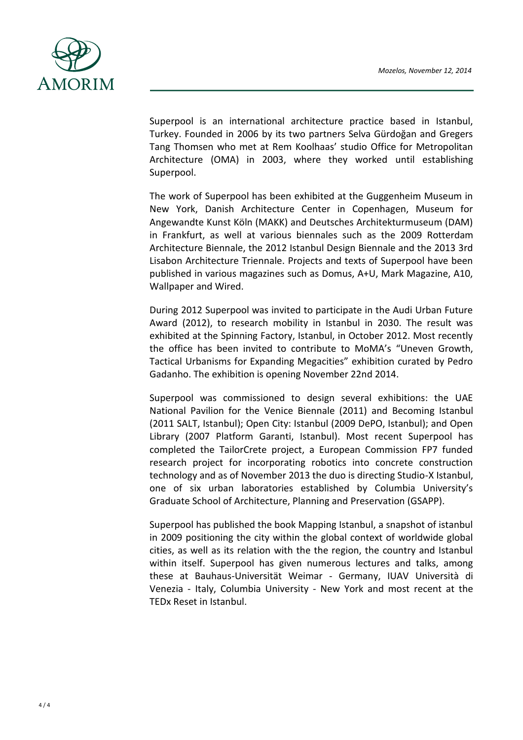*Mozelos, November 12, 2014*

Superpool is an international architecture practice based in Istanbul, Turkey. Founded in 2006 by its two partners Selva Gürdoğan and Gregers Tang Thomsen who met at Rem Koolhaas' studio Office for Metropolitan Architecture (OMA) in 2003, where they worked until establishing Superpool.

The work of Superpool has been exhibited at the Guggenheim Museum in New York, Danish Architecture Center in Copenhagen, Museum for Angewandte Kunst Köln (MAKK) and Deutsches Architekturmuseum (DAM) in Frankfurt, as well at various biennales such as the 2009 Rotterdam Architecture Biennale, the 2012 Istanbul Design Biennale and the 2013 3rd Lisabon Architecture Triennale. Projects and texts of Superpool have been published in various magazines such as Domus, A+U, Mark Magazine, A10, Wallpaper and Wired.

During 2012 Superpool was invited to participate in the Audi Urban Future Award (2012), to research mobility in Istanbul in 2030. The result was exhibited at the Spinning Factory, Istanbul, in October 2012. Most recently the office has been invited to contribute to MoMA's "Uneven Growth, Tactical Urbanisms for Expanding Megacities" exhibition curated by Pedro Gadanho. The exhibition is opening November 22nd 2014.

Superpool was commissioned to design several exhibitions: the UAE National Pavilion for the Venice Biennale (2011) and Becoming Istanbul (2011 SALT, Istanbul); Open City: Istanbul (2009 DePO, Istanbul); and Open Library (2007 Platform Garanti, Istanbul). Most recent Superpool has completed the TailorCrete project, a European Commission FP7 funded research project for incorporating robotics into concrete construction technology and as of November 2013 the duo is directing Studio-X Istanbul, one of six urban laboratories established by Columbia University's Graduate School of Architecture, Planning and Preservation (GSAPP).

Superpool has published the book Mapping Istanbul, a snapshot of istanbul in 2009 positioning the city within the global context of worldwide global cities, as well as its relation with the the region, the country and Istanbul within itself. Superpool has given numerous lectures and talks, among these at Bauhaus-Universität Weimar - Germany, IUAV Università di Venezia - Italy, Columbia University - New York and most recent at the TEDx Reset in Istanbul.